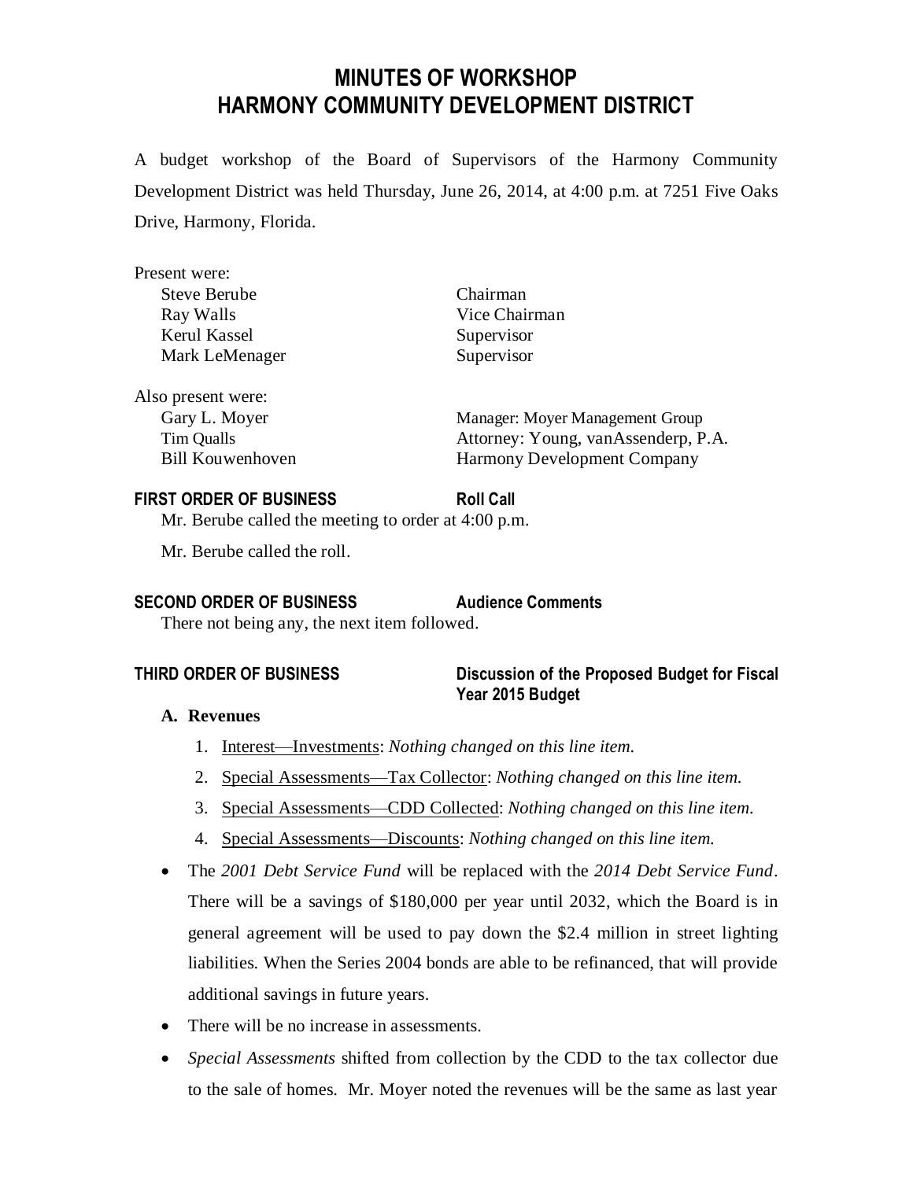# MINUTES OF WORKSHOP
# HARMONY COMMUNITY DEVELOPMENT DISTRICT

A budget workshop of the Board of Supervisors of the Harmony Community Development District was held Thursday, June 26, 2014, at 4:00 p.m. at 7251 Five Oaks Drive, Harmony, Florida.

Present were:

| | |
|---|---|
| Steve Berube | Chairman |
| Ray Walls | Vice Chairman |
| Kerul Kassel | Supervisor |
| Mark LeMenager | Supervisor |

Also present were:

| | |
|---|---|
| Gary L. Moyer | Manager: Moyer Management Group |
| Tim Qualls | Attorney: Young, vanAssenderp, P.A. |
| Bill Kouwenhoven | Harmony Development Company |

**FIRST ORDER OF BUSINESS** **Roll Call**

Mr. Berube called the meeting to order at 4:00 p.m.

Mr. Berube called the roll.

**SECOND ORDER OF BUSINESS** **Audience Comments**

There not being any, the next item followed.

**THIRD ORDER OF BUSINESS** **Discussion of the Proposed Budget for Fiscal Year 2015 Budget**

**A. Revenues**

1. Interest—Investments: *Nothing changed on this line item.*
2. Special Assessments—Tax Collector: *Nothing changed on this line item.*
3. Special Assessments—CDD Collected: *Nothing changed on this line item.*
4. Special Assessments—Discounts: *Nothing changed on this line item.*

- The *2001 Debt Service Fund* will be replaced with the *2014 Debt Service Fund*. There will be a savings of $180,000 per year until 2032, which the Board is in general agreement will be used to pay down the $2.4 million in street lighting liabilities. When the Series 2004 bonds are able to be refinanced, that will provide additional savings in future years.
- There will be no increase in assessments.
- *Special Assessments* shifted from collection by the CDD to the tax collector due to the sale of homes. Mr. Moyer noted the revenues will be the same as last year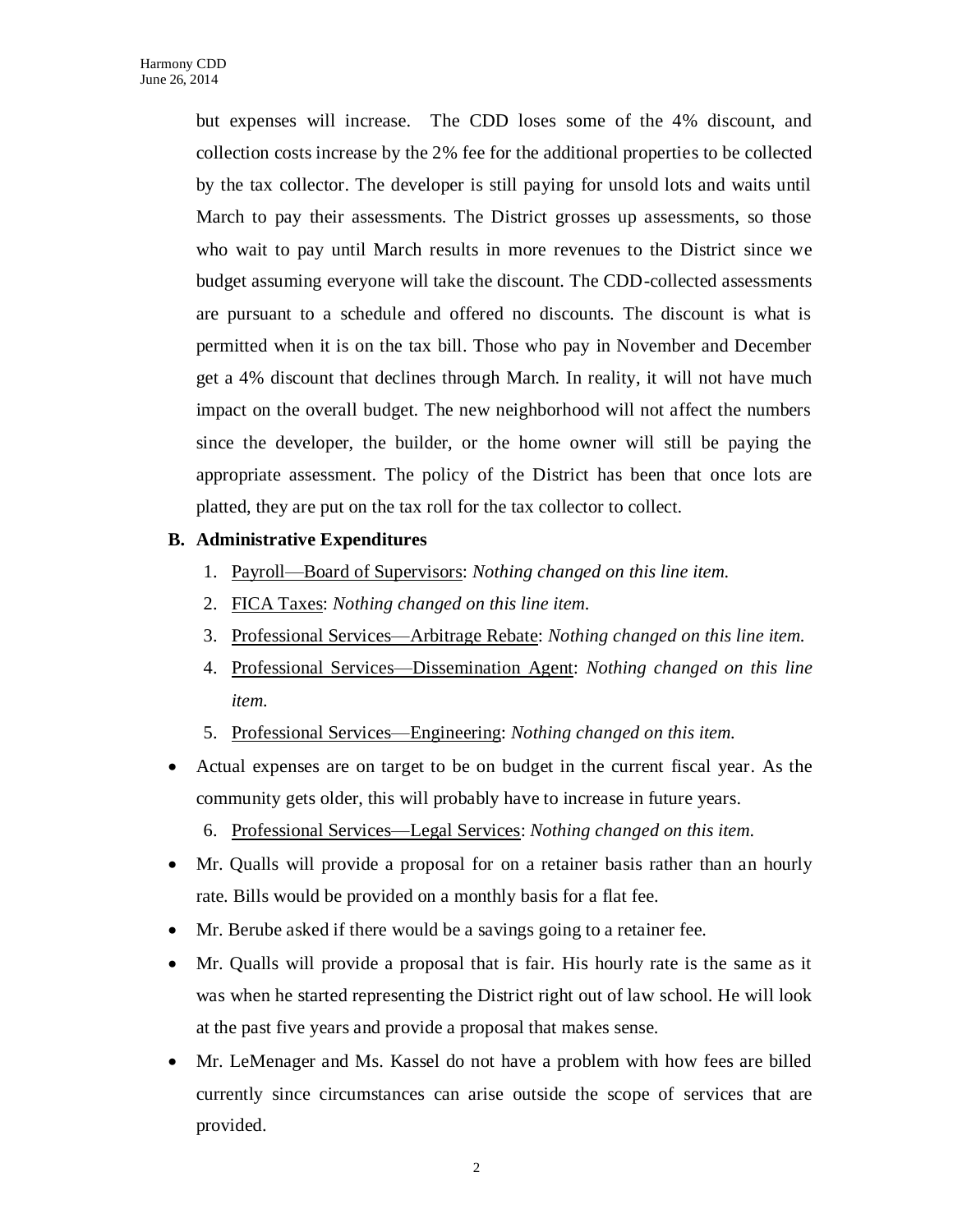but expenses will increase. The CDD loses some of the 4% discount, and collection costs increase by the 2% fee for the additional properties to be collected by the tax collector. The developer is still paying for unsold lots and waits until March to pay their assessments. The District grosses up assessments, so those who wait to pay until March results in more revenues to the District since we budget assuming everyone will take the discount. The CDD-collected assessments are pursuant to a schedule and offered no discounts. The discount is what is permitted when it is on the tax bill. Those who pay in November and December get a 4% discount that declines through March. In reality, it will not have much impact on the overall budget. The new neighborhood will not affect the numbers since the developer, the builder, or the home owner will still be paying the appropriate assessment. The policy of the District has been that once lots are platted, they are put on the tax roll for the tax collector to collect.

**B. Administrative Expenditures**

1. <u>Payroll—Board of Supervisors</u>: *Nothing changed on this line item.*
2. <u>FICA Taxes</u>: *Nothing changed on this line item.*
3. <u>Professional Services—Arbitrage Rebate</u>: *Nothing changed on this line item.*
4. <u>Professional Services—Dissemination Agent</u>: *Nothing changed on this line item.*
5. <u>Professional Services—Engineering</u>: *Nothing changed on this item.*

- Actual expenses are on target to be on budget in the current fiscal year. As the community gets older, this will probably have to increase in future years.

6. <u>Professional Services—Legal Services</u>: *Nothing changed on this item.*

- Mr. Qualls will provide a proposal for on a retainer basis rather than an hourly rate. Bills would be provided on a monthly basis for a flat fee.
- Mr. Berube asked if there would be a savings going to a retainer fee.
- Mr. Qualls will provide a proposal that is fair. His hourly rate is the same as it was when he started representing the District right out of law school. He will look at the past five years and provide a proposal that makes sense.
- Mr. LeMenager and Ms. Kassel do not have a problem with how fees are billed currently since circumstances can arise outside the scope of services that are provided.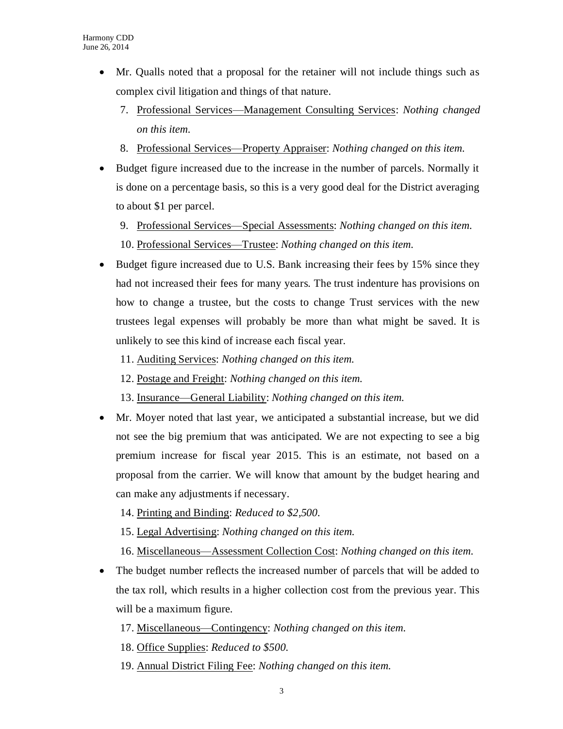- Mr. Qualls noted that a proposal for the retainer will not include things such as complex civil litigation and things of that nature.

7. Professional Services—Management Consulting Services: *Nothing changed on this item.*
8. Professional Services—Property Appraiser: *Nothing changed on this item.*

- Budget figure increased due to the increase in the number of parcels. Normally it is done on a percentage basis, so this is a very good deal for the District averaging to about $1 per parcel.

9. Professional Services—Special Assessments: *Nothing changed on this item.*
10. Professional Services—Trustee: *Nothing changed on this item.*

- Budget figure increased due to U.S. Bank increasing their fees by 15% since they had not increased their fees for many years. The trust indenture has provisions on how to change a trustee, but the costs to change Trust services with the new trustees legal expenses will probably be more than what might be saved. It is unlikely to see this kind of increase each fiscal year.

11. Auditing Services: *Nothing changed on this item.*
12. Postage and Freight: *Nothing changed on this item.*
13. Insurance—General Liability: *Nothing changed on this item.*

- Mr. Moyer noted that last year, we anticipated a substantial increase, but we did not see the big premium that was anticipated. We are not expecting to see a big premium increase for fiscal year 2015. This is an estimate, not based on a proposal from the carrier. We will know that amount by the budget hearing and can make any adjustments if necessary.

14. Printing and Binding: *Reduced to $2,500.*
15. Legal Advertising: *Nothing changed on this item.*
16. Miscellaneous—Assessment Collection Cost: *Nothing changed on this item.*

- The budget number reflects the increased number of parcels that will be added to the tax roll, which results in a higher collection cost from the previous year. This will be a maximum figure.

17. Miscellaneous—Contingency: *Nothing changed on this item.*
18. Office Supplies: *Reduced to $500.*
19. Annual District Filing Fee: *Nothing changed on this item.*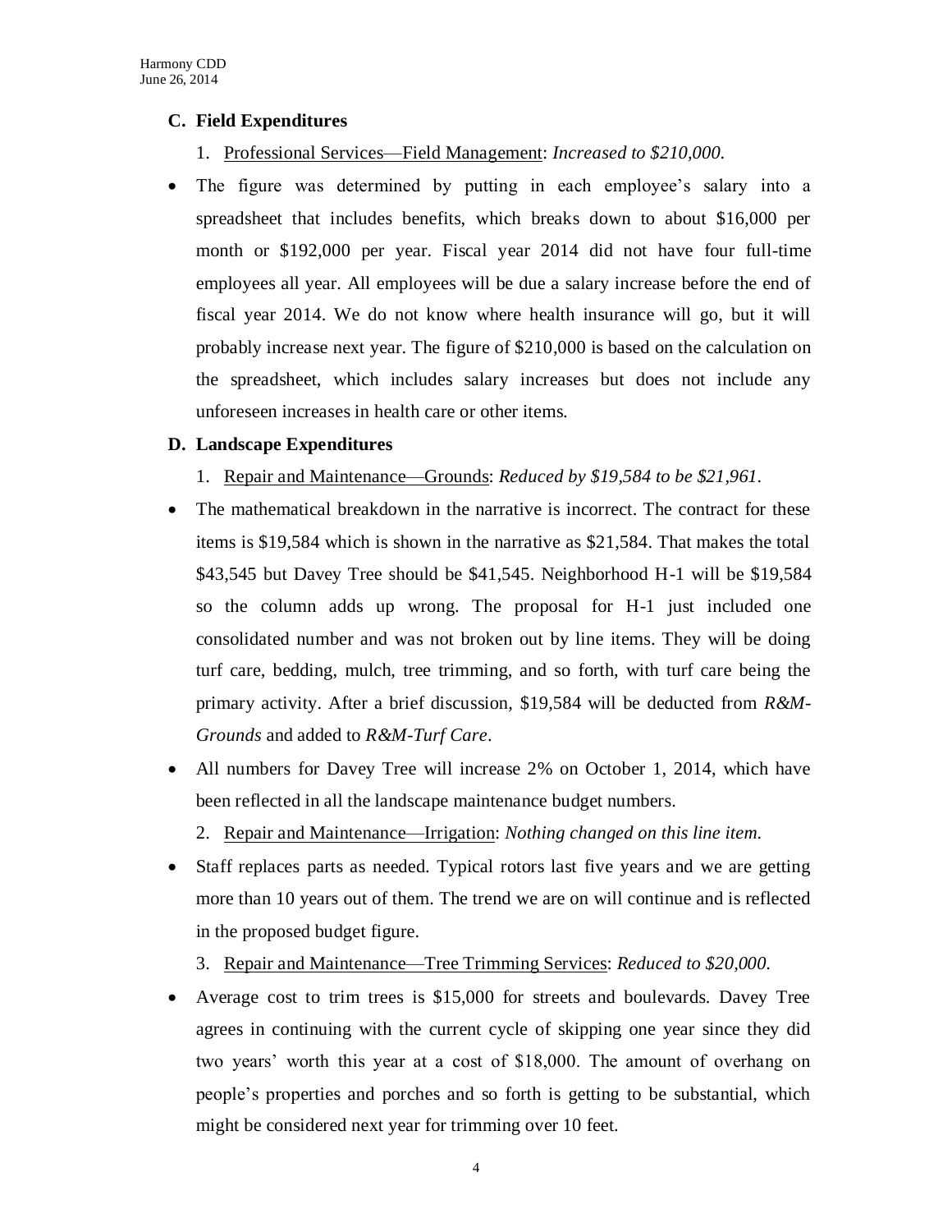**C. Field Expenditures**

1. <u>Professional Services—Field Management</u>: *Increased to $210,000.*

- The figure was determined by putting in each employee's salary into a spreadsheet that includes benefits, which breaks down to about $16,000 per month or $192,000 per year. Fiscal year 2014 did not have four full-time employees all year. All employees will be due a salary increase before the end of fiscal year 2014. We do not know where health insurance will go, but it will probably increase next year. The figure of $210,000 is based on the calculation on the spreadsheet, which includes salary increases but does not include any unforeseen increases in health care or other items.

**D. Landscape Expenditures**

1. <u>Repair and Maintenance—Grounds</u>: *Reduced by $19,584 to be $21,961.*

- The mathematical breakdown in the narrative is incorrect. The contract for these items is $19,584 which is shown in the narrative as $21,584. That makes the total $43,545 but Davey Tree should be $41,545. Neighborhood H-1 will be $19,584 so the column adds up wrong. The proposal for H-1 just included one consolidated number and was not broken out by line items. They will be doing turf care, bedding, mulch, tree trimming, and so forth, with turf care being the primary activity. After a brief discussion, $19,584 will be deducted from *R&M-Grounds* and added to *R&M-Turf Care*.
- All numbers for Davey Tree will increase 2% on October 1, 2014, which have been reflected in all the landscape maintenance budget numbers.

2. <u>Repair and Maintenance—Irrigation</u>: *Nothing changed on this line item.*

- Staff replaces parts as needed. Typical rotors last five years and we are getting more than 10 years out of them. The trend we are on will continue and is reflected in the proposed budget figure.

3. <u>Repair and Maintenance—Tree Trimming Services</u>: *Reduced to $20,000.*

- Average cost to trim trees is $15,000 for streets and boulevards. Davey Tree agrees in continuing with the current cycle of skipping one year since they did two years' worth this year at a cost of $18,000. The amount of overhang on people's properties and porches and so forth is getting to be substantial, which might be considered next year for trimming over 10 feet.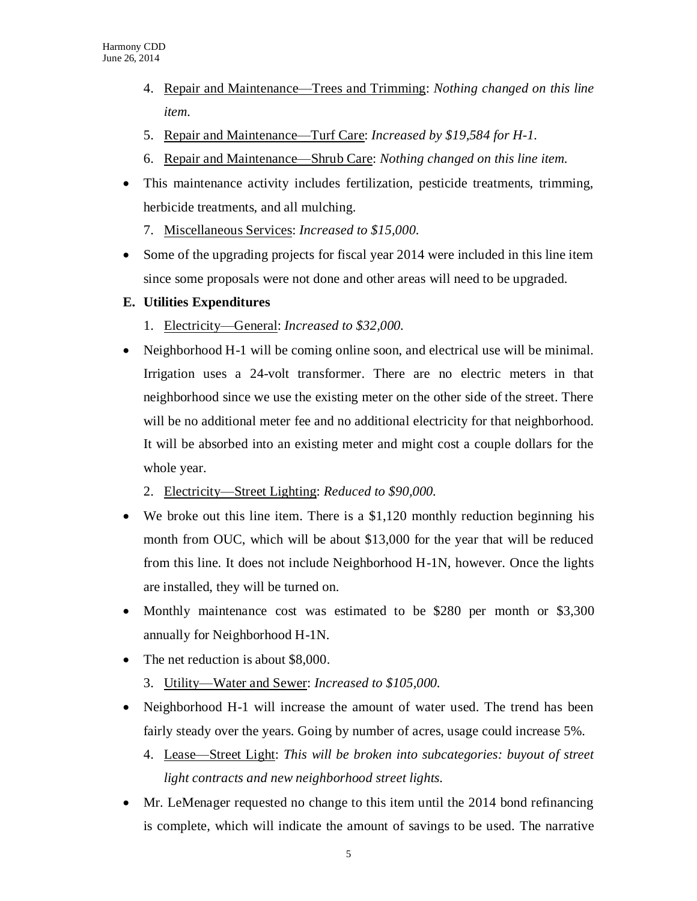4. Repair and Maintenance—Trees and Trimming: *Nothing changed on this line item.*
5. Repair and Maintenance—Turf Care: *Increased by $19,584 for H-1.*
6. Repair and Maintenance—Shrub Care: *Nothing changed on this line item.*

- This maintenance activity includes fertilization, pesticide treatments, trimming, herbicide treatments, and all mulching.

7. Miscellaneous Services: *Increased to $15,000.*

- Some of the upgrading projects for fiscal year 2014 were included in this line item since some proposals were not done and other areas will need to be upgraded.

**E. Utilities Expenditures**

1. Electricity—General: *Increased to $32,000.*

- Neighborhood H-1 will be coming online soon, and electrical use will be minimal. Irrigation uses a 24-volt transformer. There are no electric meters in that neighborhood since we use the existing meter on the other side of the street. There will be no additional meter fee and no additional electricity for that neighborhood. It will be absorbed into an existing meter and might cost a couple dollars for the whole year.

2. Electricity—Street Lighting: *Reduced to $90,000.*

- We broke out this line item. There is a $1,120 monthly reduction beginning his month from OUC, which will be about $13,000 for the year that will be reduced from this line. It does not include Neighborhood H-1N, however. Once the lights are installed, they will be turned on.
- Monthly maintenance cost was estimated to be $280 per month or $3,300 annually for Neighborhood H-1N.
- The net reduction is about $8,000.

3. Utility—Water and Sewer: *Increased to $105,000.*

- Neighborhood H-1 will increase the amount of water used. The trend has been fairly steady over the years. Going by number of acres, usage could increase 5%.

4. Lease—Street Light: *This will be broken into subcategories: buyout of street light contracts and new neighborhood street lights.*

- Mr. LeMenager requested no change to this item until the 2014 bond refinancing is complete, which will indicate the amount of savings to be used. The narrative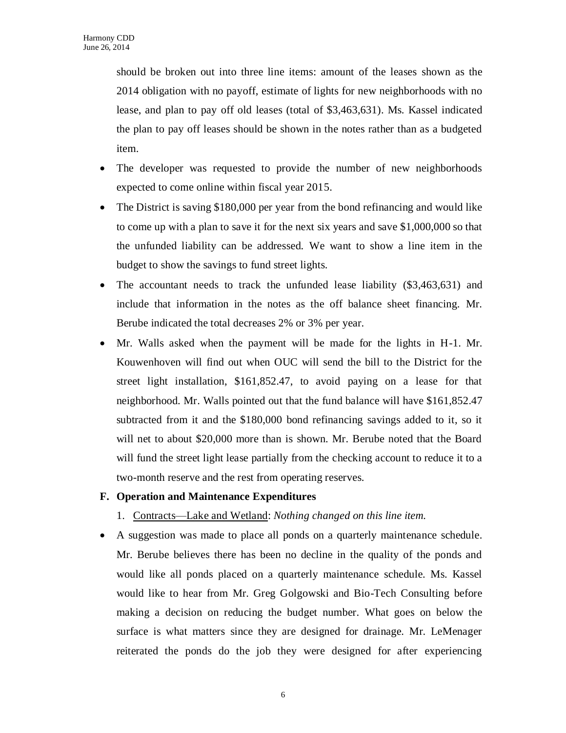should be broken out into three line items: amount of the leases shown as the 2014 obligation with no payoff, estimate of lights for new neighborhoods with no lease, and plan to pay off old leases (total of $3,463,631). Ms. Kassel indicated the plan to pay off leases should be shown in the notes rather than as a budgeted item.

- The developer was requested to provide the number of new neighborhoods expected to come online within fiscal year 2015.
- The District is saving $180,000 per year from the bond refinancing and would like to come up with a plan to save it for the next six years and save $1,000,000 so that the unfunded liability can be addressed. We want to show a line item in the budget to show the savings to fund street lights.
- The accountant needs to track the unfunded lease liability ($3,463,631) and include that information in the notes as the off balance sheet financing. Mr. Berube indicated the total decreases 2% or 3% per year.
- Mr. Walls asked when the payment will be made for the lights in H-1. Mr. Kouwenhoven will find out when OUC will send the bill to the District for the street light installation, $161,852.47, to avoid paying on a lease for that neighborhood. Mr. Walls pointed out that the fund balance will have $161,852.47 subtracted from it and the $180,000 bond refinancing savings added to it, so it will net to about $20,000 more than is shown. Mr. Berube noted that the Board will fund the street light lease partially from the checking account to reduce it to a two-month reserve and the rest from operating reserves.

**F. Operation and Maintenance Expenditures**

1. Contracts—Lake and Wetland: *Nothing changed on this line item.*

- A suggestion was made to place all ponds on a quarterly maintenance schedule. Mr. Berube believes there has been no decline in the quality of the ponds and would like all ponds placed on a quarterly maintenance schedule. Ms. Kassel would like to hear from Mr. Greg Golgowski and Bio-Tech Consulting before making a decision on reducing the budget number. What goes on below the surface is what matters since they are designed for drainage. Mr. LeMenager reiterated the ponds do the job they were designed for after experiencing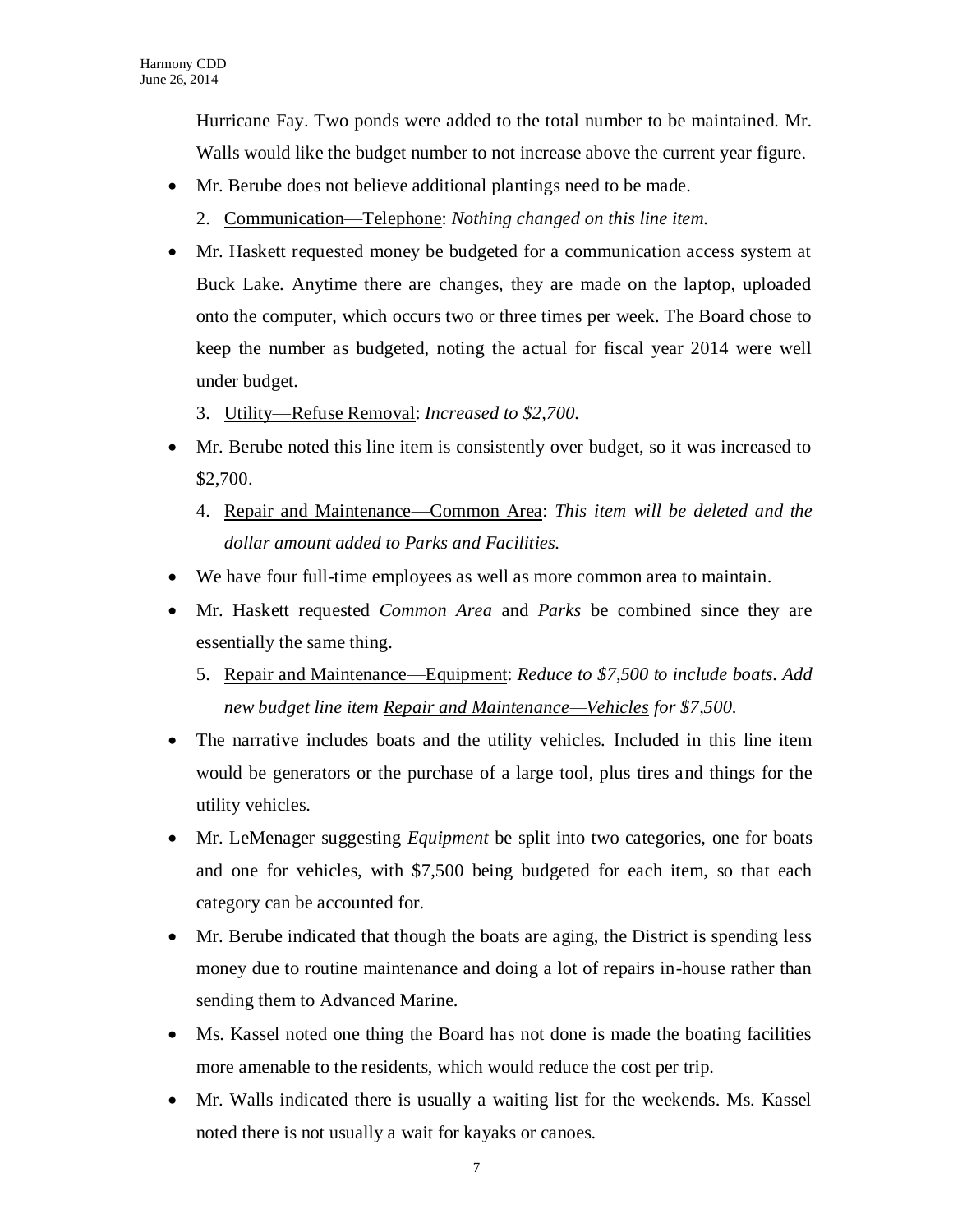Hurricane Fay. Two ponds were added to the total number to be maintained. Mr. Walls would like the budget number to not increase above the current year figure.

- Mr. Berube does not believe additional plantings need to be made.

   2. <u>Communication—Telephone</u>: *Nothing changed on this line item.*

- Mr. Haskett requested money be budgeted for a communication access system at Buck Lake. Anytime there are changes, they are made on the laptop, uploaded onto the computer, which occurs two or three times per week. The Board chose to keep the number as budgeted, noting the actual for fiscal year 2014 were well under budget.

   3. <u>Utility—Refuse Removal</u>: *Increased to $2,700.*

- Mr. Berube noted this line item is consistently over budget, so it was increased to $2,700.

   4. <u>Repair and Maintenance—Common Area</u>: *This item will be deleted and the dollar amount added to Parks and Facilities.*

- We have four full-time employees as well as more common area to maintain.
- Mr. Haskett requested *Common Area* and *Parks* be combined since they are essentially the same thing.

   5. <u>Repair and Maintenance—Equipment</u>: *Reduce to $7,500 to include boats. Add new budget line item <u>Repair and Maintenance—Vehicles</u> for $7,500.*

- The narrative includes boats and the utility vehicles. Included in this line item would be generators or the purchase of a large tool, plus tires and things for the utility vehicles.
- Mr. LeMenager suggesting *Equipment* be split into two categories, one for boats and one for vehicles, with $7,500 being budgeted for each item, so that each category can be accounted for.
- Mr. Berube indicated that though the boats are aging, the District is spending less money due to routine maintenance and doing a lot of repairs in-house rather than sending them to Advanced Marine.
- Ms. Kassel noted one thing the Board has not done is made the boating facilities more amenable to the residents, which would reduce the cost per trip.
- Mr. Walls indicated there is usually a waiting list for the weekends. Ms. Kassel noted there is not usually a wait for kayaks or canoes.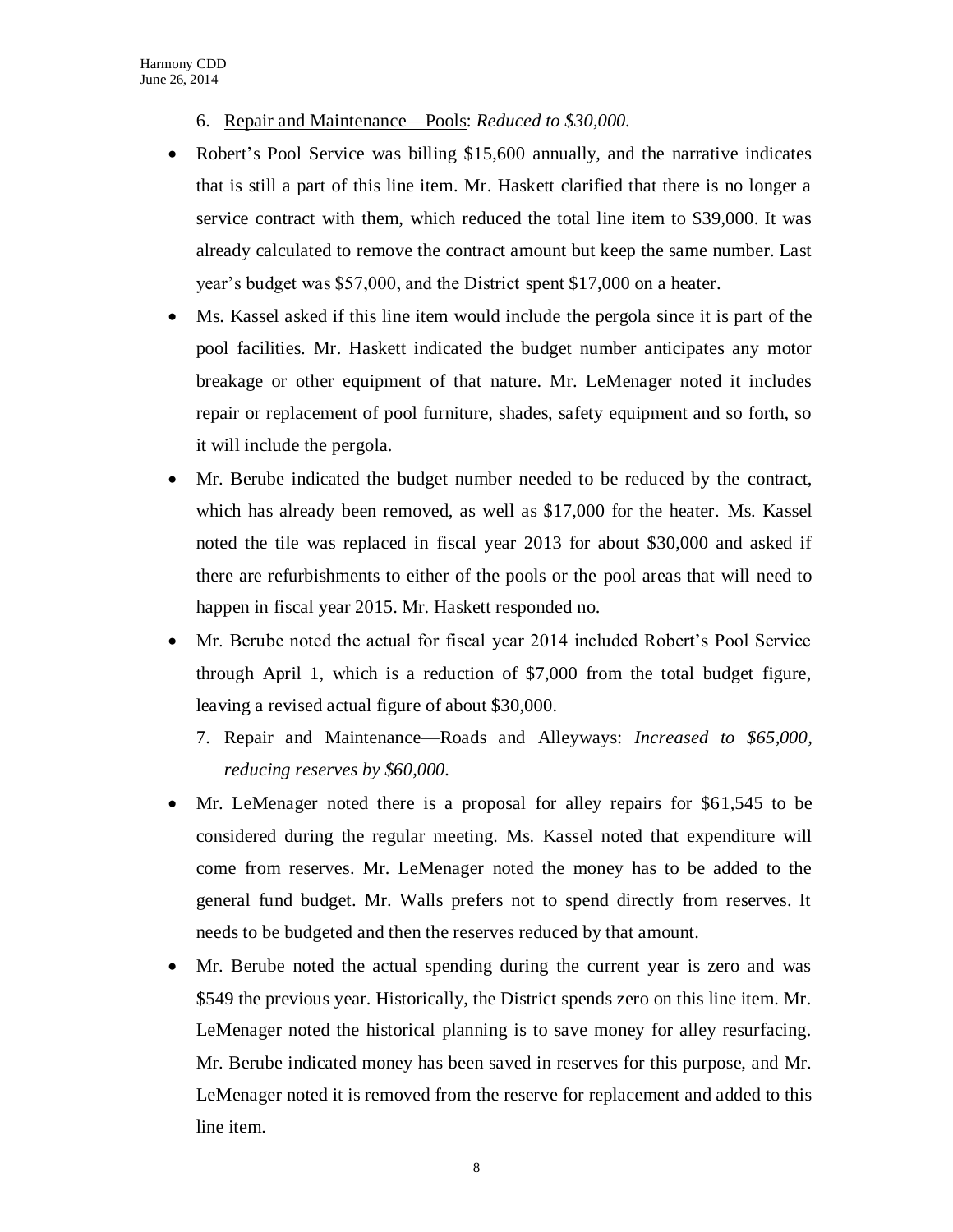6. <u>Repair and Maintenance—Pools</u>: *Reduced to $30,000.*

- Robert's Pool Service was billing $15,600 annually, and the narrative indicates that is still a part of this line item. Mr. Haskett clarified that there is no longer a service contract with them, which reduced the total line item to $39,000. It was already calculated to remove the contract amount but keep the same number. Last year's budget was $57,000, and the District spent $17,000 on a heater.
- Ms. Kassel asked if this line item would include the pergola since it is part of the pool facilities. Mr. Haskett indicated the budget number anticipates any motor breakage or other equipment of that nature. Mr. LeMenager noted it includes repair or replacement of pool furniture, shades, safety equipment and so forth, so it will include the pergola.
- Mr. Berube indicated the budget number needed to be reduced by the contract, which has already been removed, as well as $17,000 for the heater. Ms. Kassel noted the tile was replaced in fiscal year 2013 for about $30,000 and asked if there are refurbishments to either of the pools or the pool areas that will need to happen in fiscal year 2015. Mr. Haskett responded no.
- Mr. Berube noted the actual for fiscal year 2014 included Robert's Pool Service through April 1, which is a reduction of $7,000 from the total budget figure, leaving a revised actual figure of about $30,000.

7. <u>Repair and Maintenance—Roads and Alleyways</u>: *Increased to $65,000, reducing reserves by $60,000.*

- Mr. LeMenager noted there is a proposal for alley repairs for $61,545 to be considered during the regular meeting. Ms. Kassel noted that expenditure will come from reserves. Mr. LeMenager noted the money has to be added to the general fund budget. Mr. Walls prefers not to spend directly from reserves. It needs to be budgeted and then the reserves reduced by that amount.
- Mr. Berube noted the actual spending during the current year is zero and was $549 the previous year. Historically, the District spends zero on this line item. Mr. LeMenager noted the historical planning is to save money for alley resurfacing. Mr. Berube indicated money has been saved in reserves for this purpose, and Mr. LeMenager noted it is removed from the reserve for replacement and added to this line item.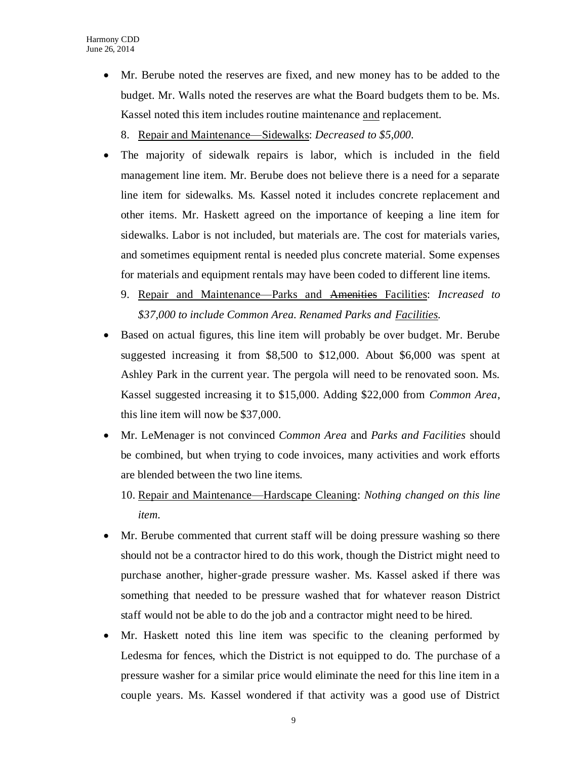- Mr. Berube noted the reserves are fixed, and new money has to be added to the budget. Mr. Walls noted the reserves are what the Board budgets them to be. Ms. Kassel noted this item includes routine maintenance <u>and</u> replacement.

  8. <u>Repair and Maintenance—Sidewalks</u>: *Decreased to $5,000.*

- The majority of sidewalk repairs is labor, which is included in the field management line item. Mr. Berube does not believe there is a need for a separate line item for sidewalks. Ms. Kassel noted it includes concrete replacement and other items. Mr. Haskett agreed on the importance of keeping a line item for sidewalks. Labor is not included, but materials are. The cost for materials varies, and sometimes equipment rental is needed plus concrete material. Some expenses for materials and equipment rentals may have been coded to different line items.

  9. <u>Repair and Maintenance—Parks and ~~Amenities~~ Facilities</u>: *Increased to $37,000 to include Common Area. Renamed Parks and <u>Facilities</u>.*

- Based on actual figures, this line item will probably be over budget. Mr. Berube suggested increasing it from $8,500 to $12,000. About $6,000 was spent at Ashley Park in the current year. The pergola will need to be renovated soon. Ms. Kassel suggested increasing it to $15,000. Adding $22,000 from *Common Area*, this line item will now be $37,000.

- Mr. LeMenager is not convinced *Common Area* and *Parks and Facilities* should be combined, but when trying to code invoices, many activities and work efforts are blended between the two line items.

  10. <u>Repair and Maintenance—Hardscape Cleaning</u>: *Nothing changed on this line item.*

- Mr. Berube commented that current staff will be doing pressure washing so there should not be a contractor hired to do this work, though the District might need to purchase another, higher-grade pressure washer. Ms. Kassel asked if there was something that needed to be pressure washed that for whatever reason District staff would not be able to do the job and a contractor might need to be hired.

- Mr. Haskett noted this line item was specific to the cleaning performed by Ledesma for fences, which the District is not equipped to do. The purchase of a pressure washer for a similar price would eliminate the need for this line item in a couple years. Ms. Kassel wondered if that activity was a good use of District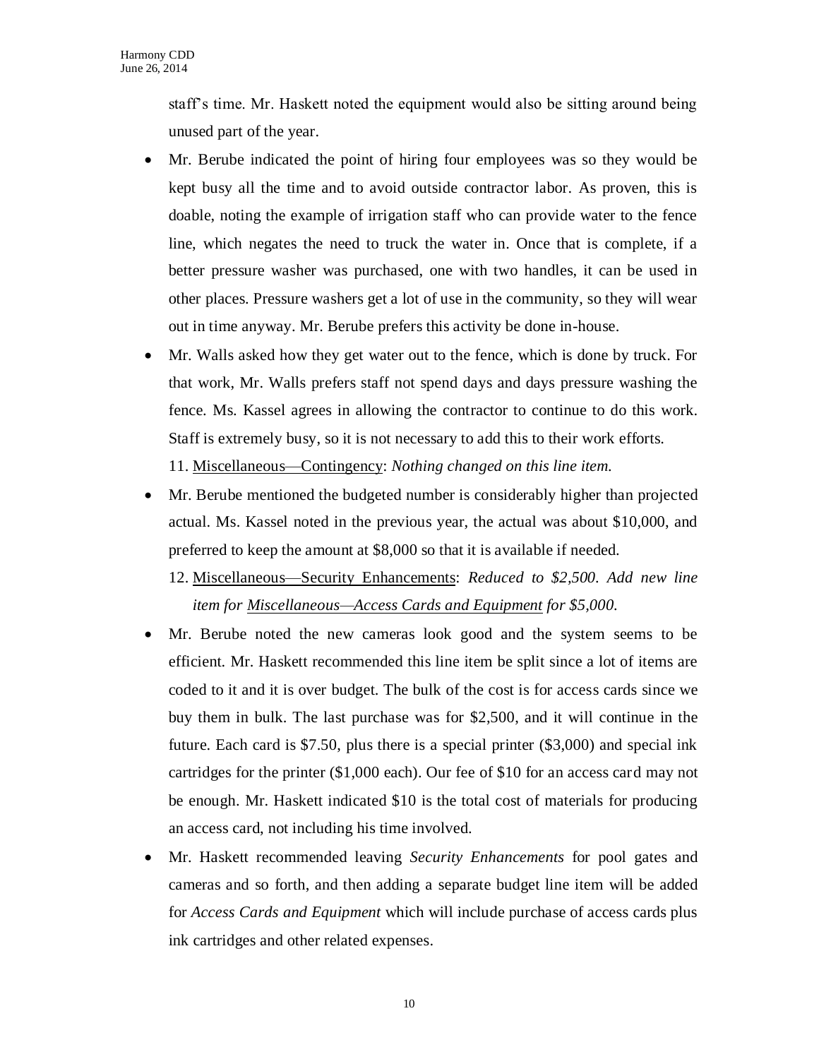staff's time. Mr. Haskett noted the equipment would also be sitting around being unused part of the year.

- Mr. Berube indicated the point of hiring four employees was so they would be kept busy all the time and to avoid outside contractor labor. As proven, this is doable, noting the example of irrigation staff who can provide water to the fence line, which negates the need to truck the water in. Once that is complete, if a better pressure washer was purchased, one with two handles, it can be used in other places. Pressure washers get a lot of use in the community, so they will wear out in time anyway. Mr. Berube prefers this activity be done in-house.
- Mr. Walls asked how they get water out to the fence, which is done by truck. For that work, Mr. Walls prefers staff not spend days and days pressure washing the fence. Ms. Kassel agrees in allowing the contractor to continue to do this work. Staff is extremely busy, so it is not necessary to add this to their work efforts.

11. <u>Miscellaneous—Contingency</u>: *Nothing changed on this line item.*

- Mr. Berube mentioned the budgeted number is considerably higher than projected actual. Ms. Kassel noted in the previous year, the actual was about $10,000, and preferred to keep the amount at $8,000 so that it is available if needed.

12. <u>Miscellaneous—Security Enhancements</u>: *Reduced to $2,500. Add new line item for <u>Miscellaneous—Access Cards and Equipment</u> for $5,000.*

- Mr. Berube noted the new cameras look good and the system seems to be efficient. Mr. Haskett recommended this line item be split since a lot of items are coded to it and it is over budget. The bulk of the cost is for access cards since we buy them in bulk. The last purchase was for $2,500, and it will continue in the future. Each card is $7.50, plus there is a special printer ($3,000) and special ink cartridges for the printer ($1,000 each). Our fee of $10 for an access card may not be enough. Mr. Haskett indicated $10 is the total cost of materials for producing an access card, not including his time involved.
- Mr. Haskett recommended leaving *Security Enhancements* for pool gates and cameras and so forth, and then adding a separate budget line item will be added for *Access Cards and Equipment* which will include purchase of access cards plus ink cartridges and other related expenses.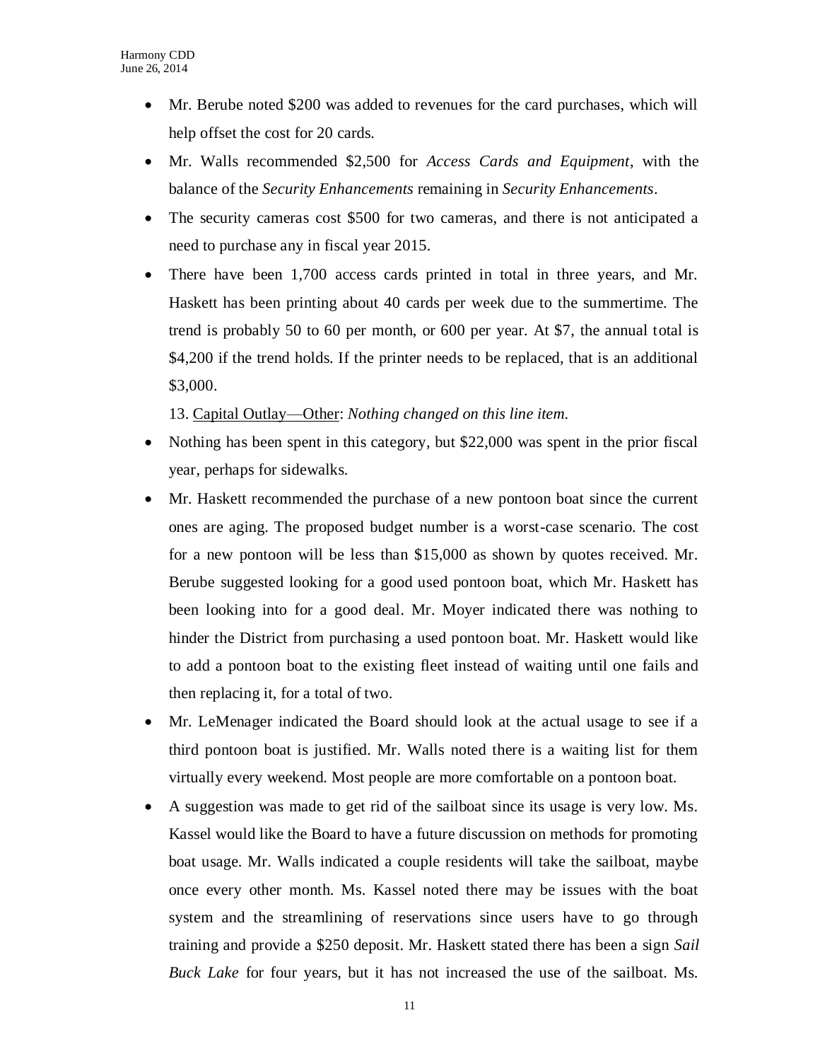- Mr. Berube noted $200 was added to revenues for the card purchases, which will help offset the cost for 20 cards.
- Mr. Walls recommended $2,500 for *Access Cards and Equipment*, with the balance of the *Security Enhancements* remaining in *Security Enhancements*.
- The security cameras cost $500 for two cameras, and there is not anticipated a need to purchase any in fiscal year 2015.
- There have been 1,700 access cards printed in total in three years, and Mr. Haskett has been printing about 40 cards per week due to the summertime. The trend is probably 50 to 60 per month, or 600 per year. At $7, the annual total is $4,200 if the trend holds. If the printer needs to be replaced, that is an additional $3,000.

  13. Capital Outlay—Other: *Nothing changed on this line item.*

- Nothing has been spent in this category, but $22,000 was spent in the prior fiscal year, perhaps for sidewalks.
- Mr. Haskett recommended the purchase of a new pontoon boat since the current ones are aging. The proposed budget number is a worst-case scenario. The cost for a new pontoon will be less than $15,000 as shown by quotes received. Mr. Berube suggested looking for a good used pontoon boat, which Mr. Haskett has been looking into for a good deal. Mr. Moyer indicated there was nothing to hinder the District from purchasing a used pontoon boat. Mr. Haskett would like to add a pontoon boat to the existing fleet instead of waiting until one fails and then replacing it, for a total of two.
- Mr. LeMenager indicated the Board should look at the actual usage to see if a third pontoon boat is justified. Mr. Walls noted there is a waiting list for them virtually every weekend. Most people are more comfortable on a pontoon boat.
- A suggestion was made to get rid of the sailboat since its usage is very low. Ms. Kassel would like the Board to have a future discussion on methods for promoting boat usage. Mr. Walls indicated a couple residents will take the sailboat, maybe once every other month. Ms. Kassel noted there may be issues with the boat system and the streamlining of reservations since users have to go through training and provide a $250 deposit. Mr. Haskett stated there has been a sign *Sail Buck Lake* for four years, but it has not increased the use of the sailboat. Ms.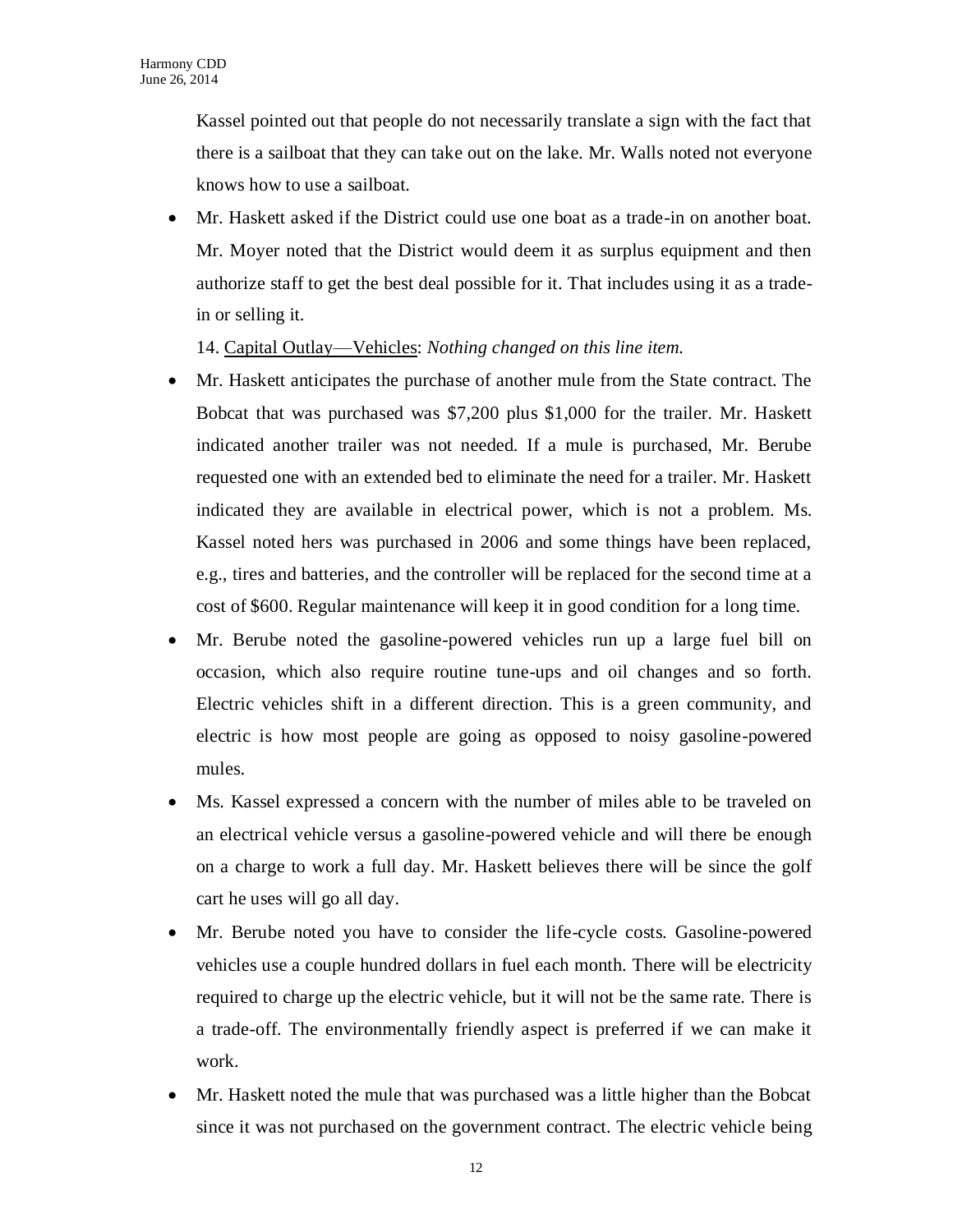Kassel pointed out that people do not necessarily translate a sign with the fact that there is a sailboat that they can take out on the lake. Mr. Walls noted not everyone knows how to use a sailboat.

- Mr. Haskett asked if the District could use one boat as a trade-in on another boat. Mr. Moyer noted that the District would deem it as surplus equipment and then authorize staff to get the best deal possible for it. That includes using it as a trade-in or selling it.

14. Capital Outlay—Vehicles: *Nothing changed on this line item.*

- Mr. Haskett anticipates the purchase of another mule from the State contract. The Bobcat that was purchased was $7,200 plus $1,000 for the trailer. Mr. Haskett indicated another trailer was not needed. If a mule is purchased, Mr. Berube requested one with an extended bed to eliminate the need for a trailer. Mr. Haskett indicated they are available in electrical power, which is not a problem. Ms. Kassel noted hers was purchased in 2006 and some things have been replaced, e.g., tires and batteries, and the controller will be replaced for the second time at a cost of $600. Regular maintenance will keep it in good condition for a long time.
- Mr. Berube noted the gasoline-powered vehicles run up a large fuel bill on occasion, which also require routine tune-ups and oil changes and so forth. Electric vehicles shift in a different direction. This is a green community, and electric is how most people are going as opposed to noisy gasoline-powered mules.
- Ms. Kassel expressed a concern with the number of miles able to be traveled on an electrical vehicle versus a gasoline-powered vehicle and will there be enough on a charge to work a full day. Mr. Haskett believes there will be since the golf cart he uses will go all day.
- Mr. Berube noted you have to consider the life-cycle costs. Gasoline-powered vehicles use a couple hundred dollars in fuel each month. There will be electricity required to charge up the electric vehicle, but it will not be the same rate. There is a trade-off. The environmentally friendly aspect is preferred if we can make it work.
- Mr. Haskett noted the mule that was purchased was a little higher than the Bobcat since it was not purchased on the government contract. The electric vehicle being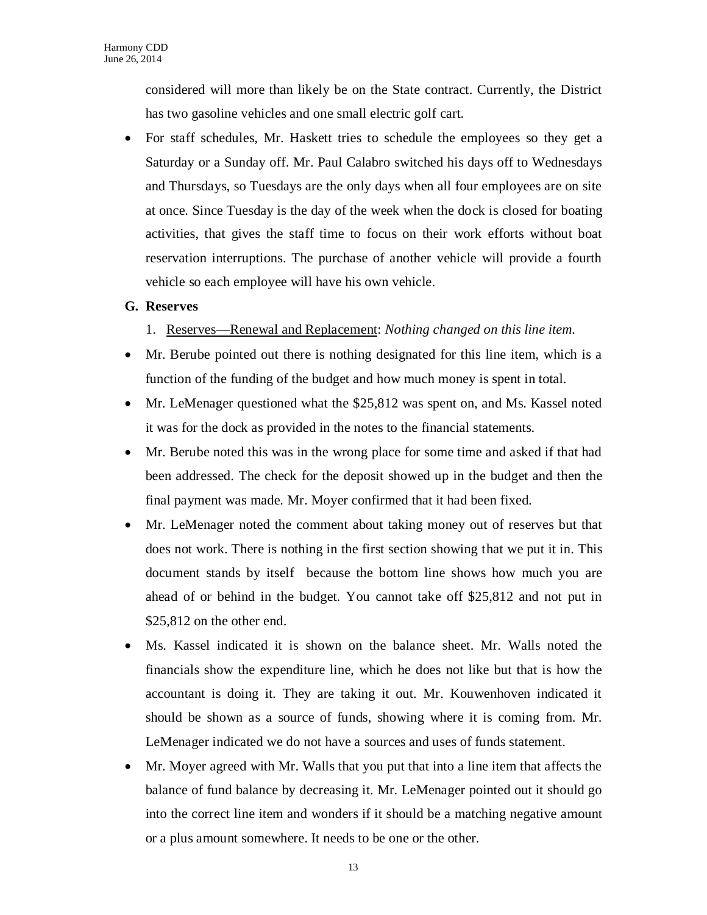considered will more than likely be on the State contract. Currently, the District has two gasoline vehicles and one small electric golf cart.

- For staff schedules, Mr. Haskett tries to schedule the employees so they get a Saturday or a Sunday off. Mr. Paul Calabro switched his days off to Wednesdays and Thursdays, so Tuesdays are the only days when all four employees are on site at once. Since Tuesday is the day of the week when the dock is closed for boating activities, that gives the staff time to focus on their work efforts without boat reservation interruptions. The purchase of another vehicle will provide a fourth vehicle so each employee will have his own vehicle.

**G. Reserves**

1. Reserves—Renewal and Replacement: *Nothing changed on this line item.*

- Mr. Berube pointed out there is nothing designated for this line item, which is a function of the funding of the budget and how much money is spent in total.
- Mr. LeMenager questioned what the $25,812 was spent on, and Ms. Kassel noted it was for the dock as provided in the notes to the financial statements.
- Mr. Berube noted this was in the wrong place for some time and asked if that had been addressed. The check for the deposit showed up in the budget and then the final payment was made. Mr. Moyer confirmed that it had been fixed.
- Mr. LeMenager noted the comment about taking money out of reserves but that does not work. There is nothing in the first section showing that we put it in. This document stands by itself because the bottom line shows how much you are ahead of or behind in the budget. You cannot take off $25,812 and not put in $25,812 on the other end.
- Ms. Kassel indicated it is shown on the balance sheet. Mr. Walls noted the financials show the expenditure line, which he does not like but that is how the accountant is doing it. They are taking it out. Mr. Kouwenhoven indicated it should be shown as a source of funds, showing where it is coming from. Mr. LeMenager indicated we do not have a sources and uses of funds statement.
- Mr. Moyer agreed with Mr. Walls that you put that into a line item that affects the balance of fund balance by decreasing it. Mr. LeMenager pointed out it should go into the correct line item and wonders if it should be a matching negative amount or a plus amount somewhere. It needs to be one or the other.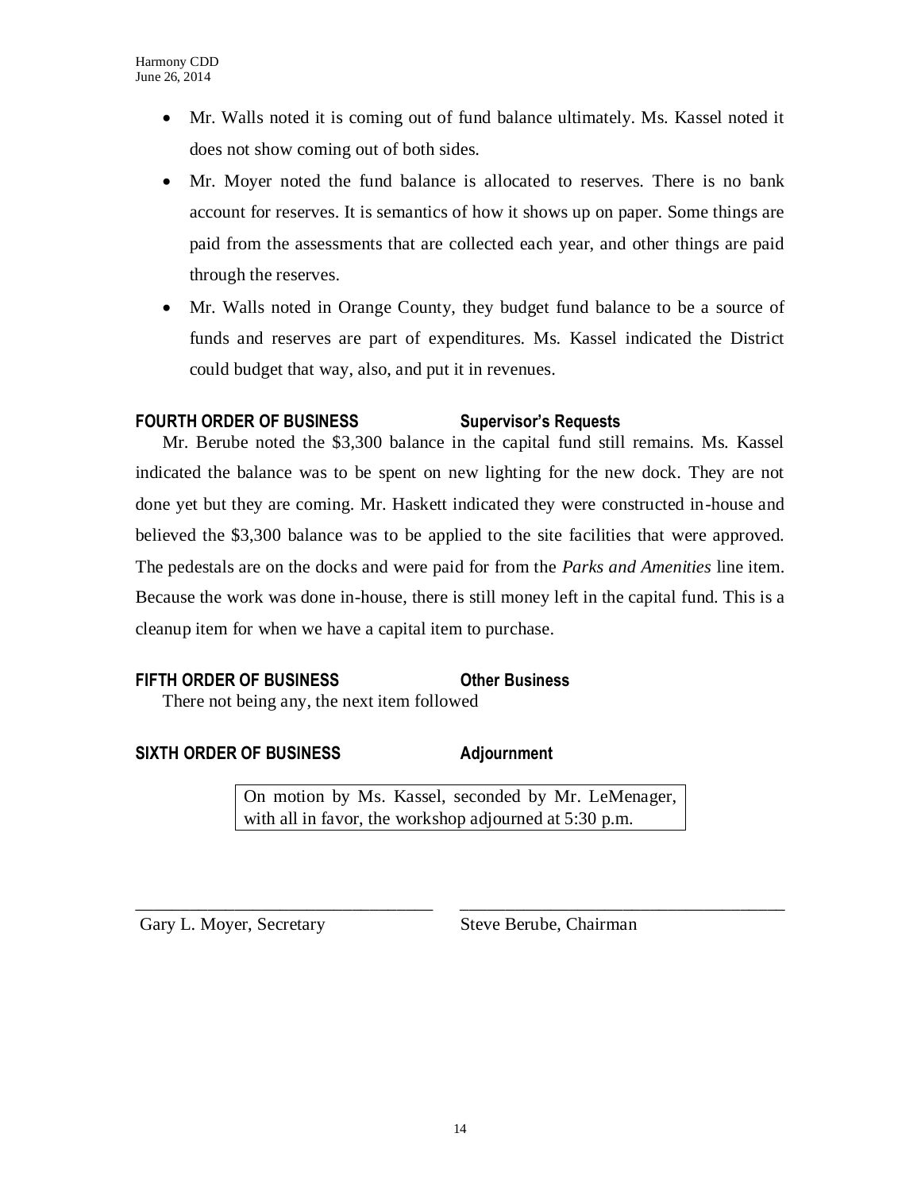- Mr. Walls noted it is coming out of fund balance ultimately. Ms. Kassel noted it does not show coming out of both sides.
- Mr. Moyer noted the fund balance is allocated to reserves. There is no bank account for reserves. It is semantics of how it shows up on paper. Some things are paid from the assessments that are collected each year, and other things are paid through the reserves.
- Mr. Walls noted in Orange County, they budget fund balance to be a source of funds and reserves are part of expenditures. Ms. Kassel indicated the District could budget that way, also, and put it in revenues.

**FOURTH ORDER OF BUSINESS Supervisor's Requests**

Mr. Berube noted the $3,300 balance in the capital fund still remains. Ms. Kassel indicated the balance was to be spent on new lighting for the new dock. They are not done yet but they are coming. Mr. Haskett indicated they were constructed in-house and believed the $3,300 balance was to be applied to the site facilities that were approved. The pedestals are on the docks and were paid for from the *Parks and Amenities* line item. Because the work was done in-house, there is still money left in the capital fund. This is a cleanup item for when we have a capital item to purchase.

**FIFTH ORDER OF BUSINESS Other Business**

There not being any, the next item followed

**SIXTH ORDER OF BUSINESS Adjournment**

On motion by Ms. Kassel, seconded by Mr. LeMenager, with all in favor, the workshop adjourned at 5:30 p.m.

___________________________________ ___________________________________

Gary L. Moyer, Secretary Steve Berube, Chairman